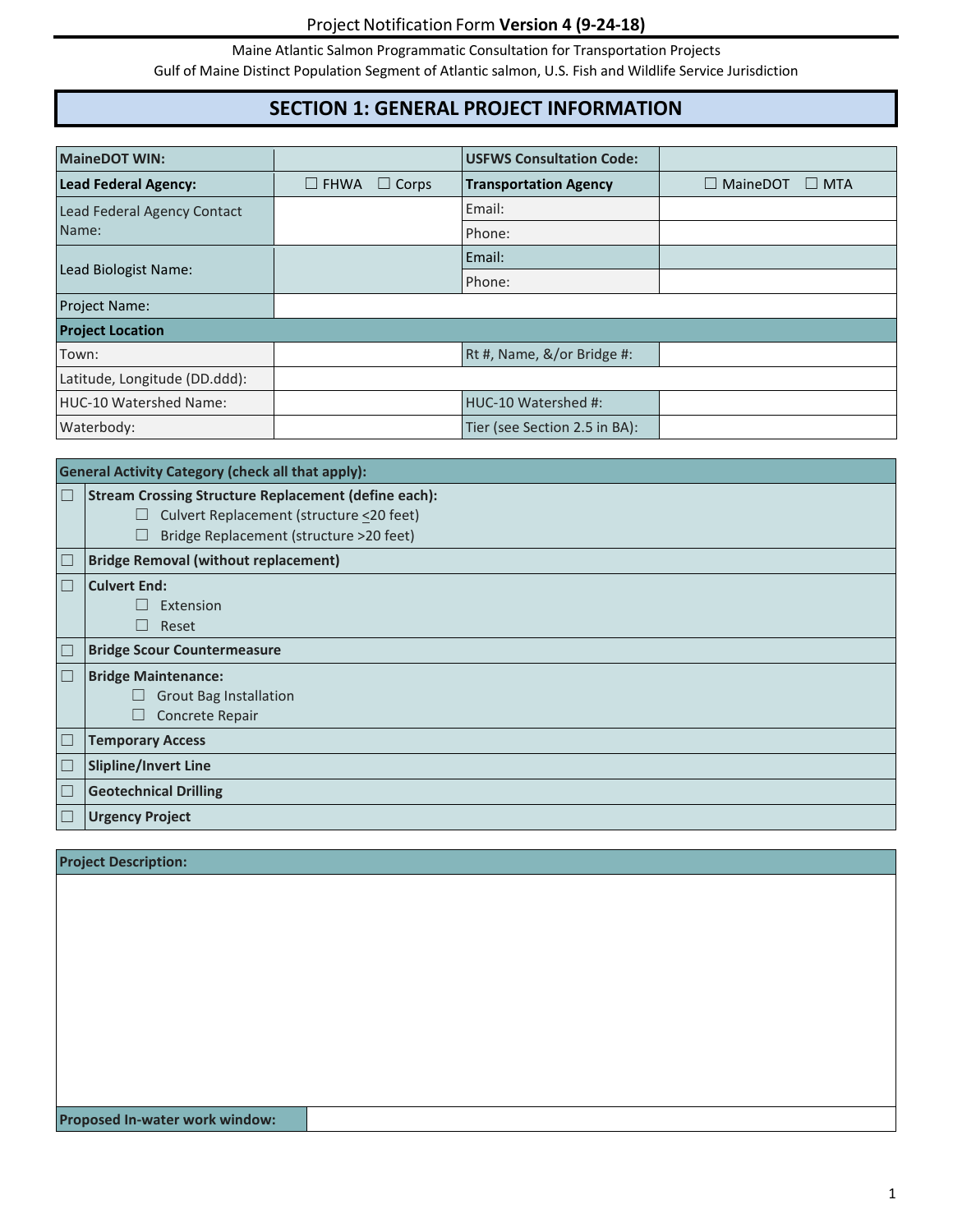Project Notification Form **Version 4 (9-24-18)**

Maine Atlantic Salmon Programmatic Consultation for Transportation Projects
Gulf of Maine Distinct Population Segment of Atlantic salmon, U.S. Fish and Wildlife Service Jurisdiction

# SECTION 1: GENERAL PROJECT INFORMATION

| | | | |
|---|---|---|---|
| **MaineDOT WIN:** | | **USFWS Consultation Code:** | |
| **Lead Federal Agency:** | ☐ FHWA ☐ Corps | **Transportation Agency** | ☐ MaineDOT ☐ MTA |
| Lead Federal Agency Contact Name: | | Email: | |
| | | Phone: | |
| Lead Biologist Name: | | Email: | |
| | | Phone: | |
| Project Name: | | | |
| **Project Location** | | | |
| Town: | | Rt #, Name, &/or Bridge #: | |
| Latitude, Longitude (DD.ddd): | | | |
| HUC-10 Watershed Name: | | HUC-10 Watershed #: | |
| Waterbody: | | Tier (see Section 2.5 in BA): | |

**General Activity Category (check all that apply):**

- ☐ **Stream Crossing Structure Replacement (define each):**
  - ☐ Culvert Replacement (structure ≤20 feet)
  - ☐ Bridge Replacement (structure >20 feet)
- ☐ **Bridge Removal (without replacement)**
- ☐ **Culvert End:**
  - ☐ Extension
  - ☐ Reset
- ☐ **Bridge Scour Countermeasure**
- ☐ **Bridge Maintenance:**
  - ☐ Grout Bag Installation
  - ☐ Concrete Repair
- ☐ **Temporary Access**
- ☐ **Slipline/Invert Line**
- ☐ **Geotechnical Drilling**
- ☐ **Urgency Project**

**Project Description:**

**Proposed In-water work window:**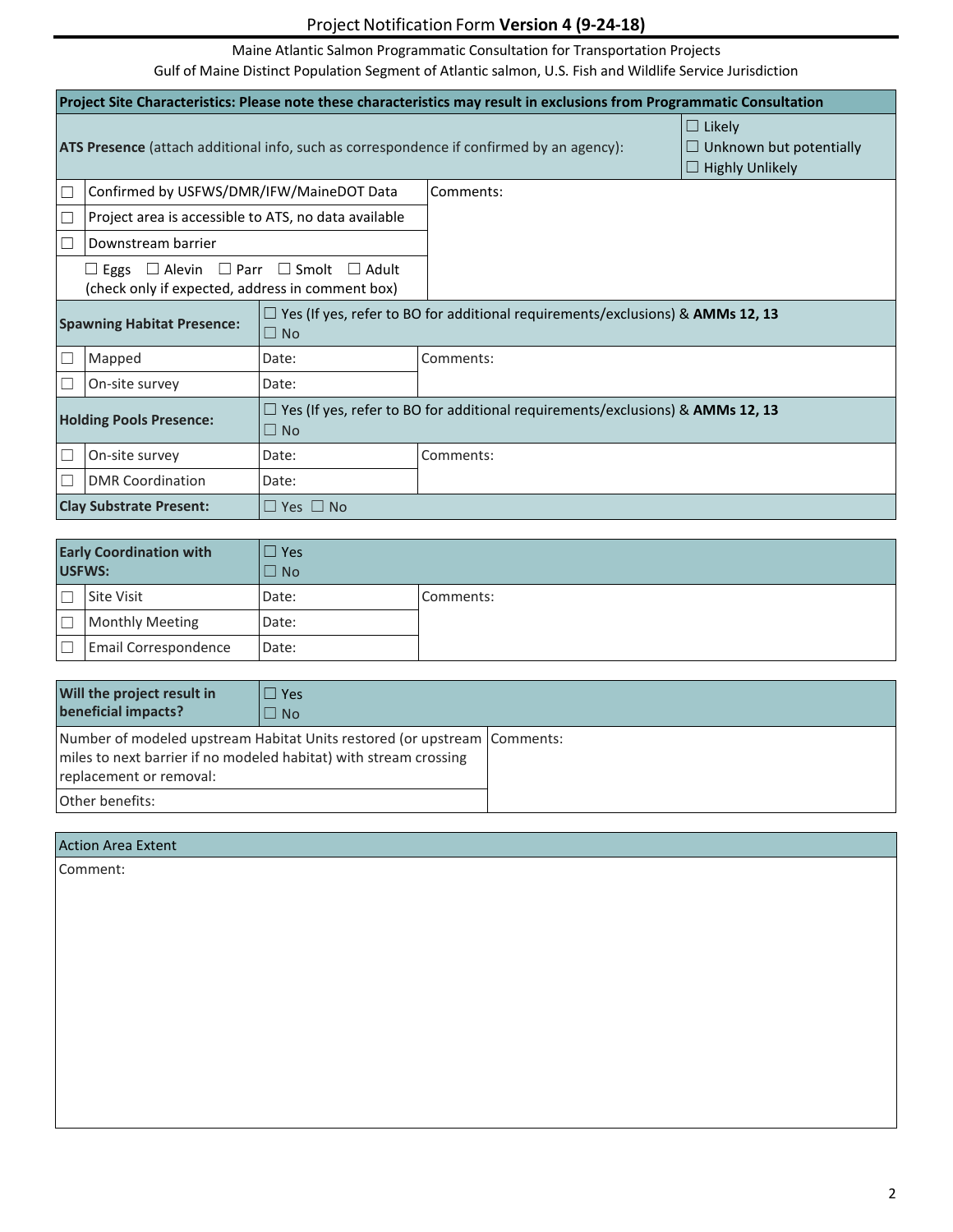Project Notification Form **Version 4 (9-24-18)**

Maine Atlantic Salmon Programmatic Consultation for Transportation Projects
Gulf of Maine Distinct Population Segment of Atlantic salmon, U.S. Fish and Wildlife Service Jurisdiction

| **Project Site Characteristics: Please note these characteristics may result in exclusions from Programmatic Consultation** | | |
|---|---|---|
| **ATS Presence** (attach additional info, such as correspondence if confirmed by an agency): | | ☐ Likely<br>☐ Unknown but potentially<br>☐ Highly Unlikely |
| ☐ | Confirmed by USFWS/DMR/IFW/MaineDOT Data | Comments: |
| ☐ | Project area is accessible to ATS, no data available | |
| ☐ | Downstream barrier | |
| | ☐ Eggs ☐ Alevin ☐ Parr ☐ Smolt ☐ Adult<br>(check only if expected, address in comment box) | |

| **Spawning Habitat Presence:** | | ☐ Yes (If yes, refer to BO for additional requirements/exclusions) & **AMMs 12, 13**<br>☐ No | |
|---|---|---|---|
| ☐ | Mapped | Date: | Comments: |
| ☐ | On-site survey | Date: | |
| **Holding Pools Presence:** | | ☐ Yes (If yes, refer to BO for additional requirements/exclusions) & **AMMs 12, 13**<br>☐ No | |
| ☐ | On-site survey | Date: | Comments: |
| ☐ | DMR Coordination | Date: | |
| **Clay Substrate Present:** | | ☐ Yes ☐ No | |

| **Early Coordination with USFWS:** | | ☐ Yes<br>☐ No | |
|---|---|---|---|
| ☐ | Site Visit | Date: | Comments: |
| ☐ | Monthly Meeting | Date: | |
| ☐ | Email Correspondence | Date: | |

| **Will the project result in beneficial impacts?** | ☐ Yes<br>☐ No |
|---|---|
| Number of modeled upstream Habitat Units restored (or upstream miles to next barrier if no modeled habitat) with stream crossing replacement or removal: | Comments: |
| Other benefits: | |

| Action Area Extent |
|---|
| Comment: |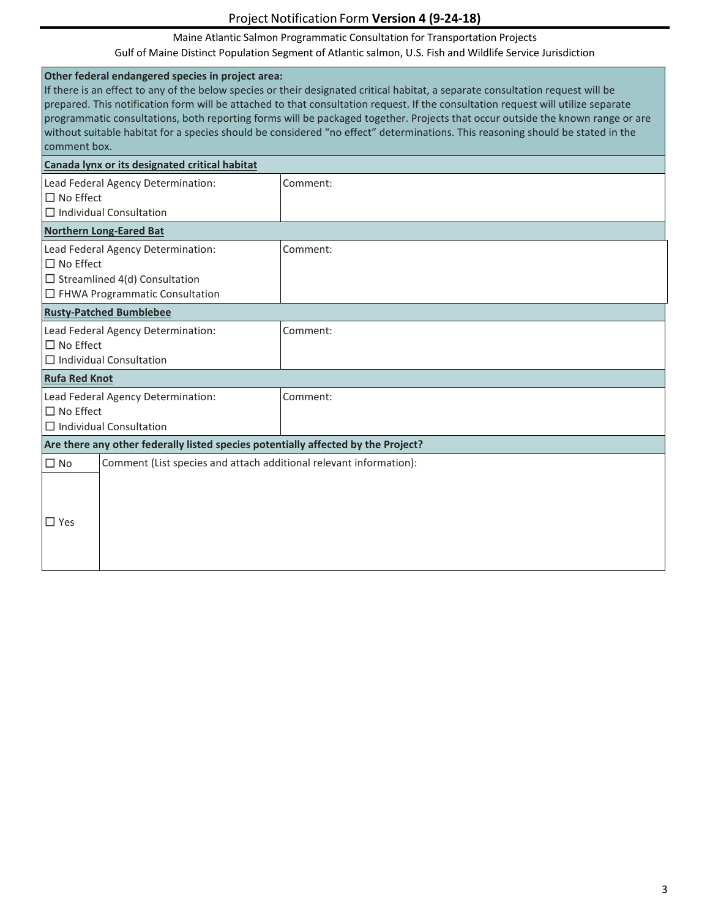Project Notification Form **Version 4 (9-24-18)**

Maine Atlantic Salmon Programmatic Consultation for Transportation Projects

Gulf of Maine Distinct Population Segment of Atlantic salmon, U.S. Fish and Wildlife Service Jurisdiction

**Other federal endangered species in project area:**
If there is an effect to any of the below species or their designated critical habitat, a separate consultation request will be prepared. This notification form will be attached to that consultation request. If the consultation request will utilize separate programmatic consultations, both reporting forms will be packaged together. Projects that occur outside the known range or are without suitable habitat for a species should be considered "no effect" determinations. This reasoning should be stated in the comment box.

| **Canada lynx or its designated critical habitat** | |
|---|---|
| Lead Federal Agency Determination:<br>☐ No Effect<br>☐ Individual Consultation | Comment: |
| **Northern Long-Eared Bat** | |
| Lead Federal Agency Determination:<br>☐ No Effect<br>☐ Streamlined 4(d) Consultation<br>☐ FHWA Programmatic Consultation | Comment: |
| **Rusty-Patched Bumblebee** | |
| Lead Federal Agency Determination:<br>☐ No Effect<br>☐ Individual Consultation | Comment: |
| **Rufa Red Knot** | |
| Lead Federal Agency Determination:<br>☐ No Effect<br>☐ Individual Consultation | Comment: |

| **Are there any other federally listed species potentially affected by the Project?** | |
|---|---|
| ☐ No<br>☐ Yes | Comment (List species and attach additional relevant information): |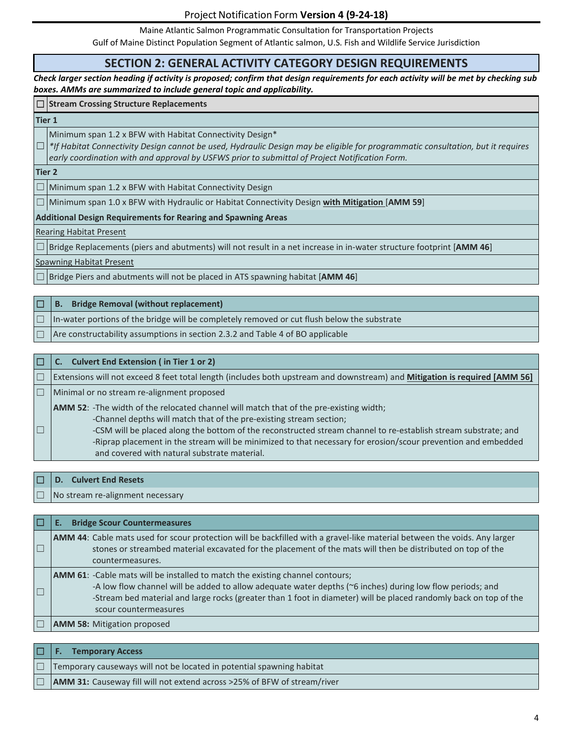Project Notification Form **Version 4 (9-24-18)**

Maine Atlantic Salmon Programmatic Consultation for Transportation Projects
Gulf of Maine Distinct Population Segment of Atlantic salmon, U.S. Fish and Wildlife Service Jurisdiction

## SECTION 2: GENERAL ACTIVITY CATEGORY DESIGN REQUIREMENTS

***Check larger section heading if activity is proposed; confirm that design requirements for each activity will be met by checking sub boxes. AMMs are summarized to include general topic and applicability.***

| ☐ | **Stream Crossing Structure Replacements** |
|---|---|
| **Tier 1** | |
| ☐ | Minimum span 1.2 x BFW with Habitat Connectivity Design* *\*If Habitat Connectivity Design cannot be used, Hydraulic Design may be eligible for programmatic consultation, but it requires early coordination with and approval by USFWS prior to submittal of Project Notification Form.* |
| **Tier 2** | |
| ☐ | Minimum span 1.2 x BFW with Habitat Connectivity Design |
| ☐ | Minimum span 1.0 x BFW with Hydraulic or Habitat Connectivity Design **with Mitigation** [**AMM 59**] |
| **Additional Design Requirements for Rearing and Spawning Areas** | |
| Rearing Habitat Present | |
| ☐ | Bridge Replacements (piers and abutments) will not result in a net increase in in-water structure footprint [**AMM 46**] |
| Spawning Habitat Present | |
| ☐ | Bridge Piers and abutments will not be placed in ATS spawning habitat [**AMM 46**] |

| ☐ | **B. Bridge Removal (without replacement)** |
|---|---|
| ☐ | In-water portions of the bridge will be completely removed or cut flush below the substrate |
| ☐ | Are constructability assumptions in section 2.3.2 and Table 4 of BO applicable |

| ☐ | **C. Culvert End Extension ( in Tier 1 or 2)** |
|---|---|
| ☐ | Extensions will not exceed 8 feet total length (includes both upstream and downstream) and **Mitigation is required [AMM 56]** |
| ☐ | Minimal or no stream re-alignment proposed |
| ☐ | **AMM 52**: -The width of the relocated channel will match that of the pre-existing width; -Channel depths will match that of the pre-existing stream section; -CSM will be placed along the bottom of the reconstructed stream channel to re-establish stream substrate; and -Riprap placement in the stream will be minimized to that necessary for erosion/scour prevention and embedded and covered with natural substrate material. |

| ☐ | **D. Culvert End Resets** |
|---|---|
| ☐ | No stream re-alignment necessary |

| ☐ | **E. Bridge Scour Countermeasures** |
|---|---|
| ☐ | **AMM 44**: Cable mats used for scour protection will be backfilled with a gravel-like material between the voids. Any larger stones or streambed material excavated for the placement of the mats will then be distributed on top of the countermeasures. |
| ☐ | **AMM 61**: -Cable mats will be installed to match the existing channel contours; -A low flow channel will be added to allow adequate water depths (~6 inches) during low flow periods; and -Stream bed material and large rocks (greater than 1 foot in diameter) will be placed randomly back on top of the scour countermeasures |
| ☐ | **AMM 58:** Mitigation proposed |

| ☐ | **F. Temporary Access** |
|---|---|
| ☐ | Temporary causeways will not be located in potential spawning habitat |
| ☐ | **AMM 31:** Causeway fill will not extend across >25% of BFW of stream/river |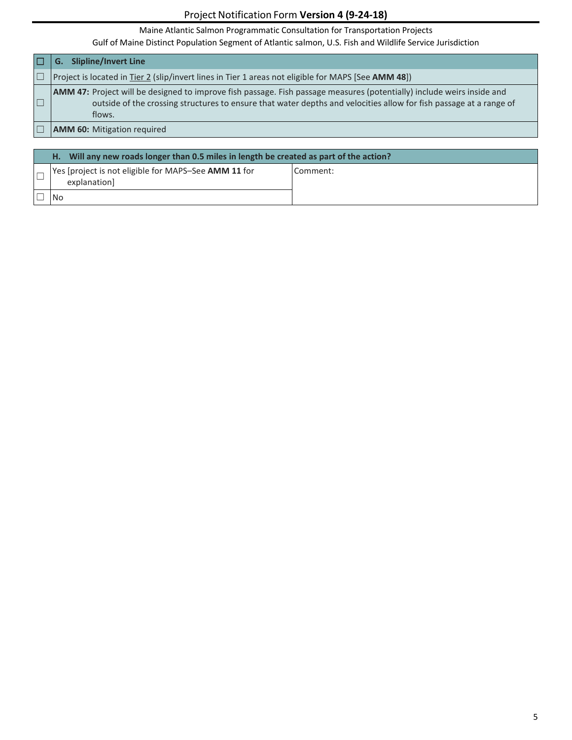| ☐ | G. Slipline/Invert Line |
|---|---|
| ☐ | Project is located in Tier 2 (slip/invert lines in Tier 1 areas not eligible for MAPS [See **AMM 48**]) |
| ☐ | **AMM 47:** Project will be designed to improve fish passage. Fish passage measures (potentially) include weirs inside and outside of the crossing structures to ensure that water depths and velocities allow for fish passage at a range of flows. |
| ☐ | **AMM 60:** Mitigation required |

| | H. Will any new roads longer than 0.5 miles in length be created as part of the action? | |
|---|---|---|
| ☐ | Yes [project is not eligible for MAPS–See **AMM 11** for explanation] | Comment: |
| ☐ | No | |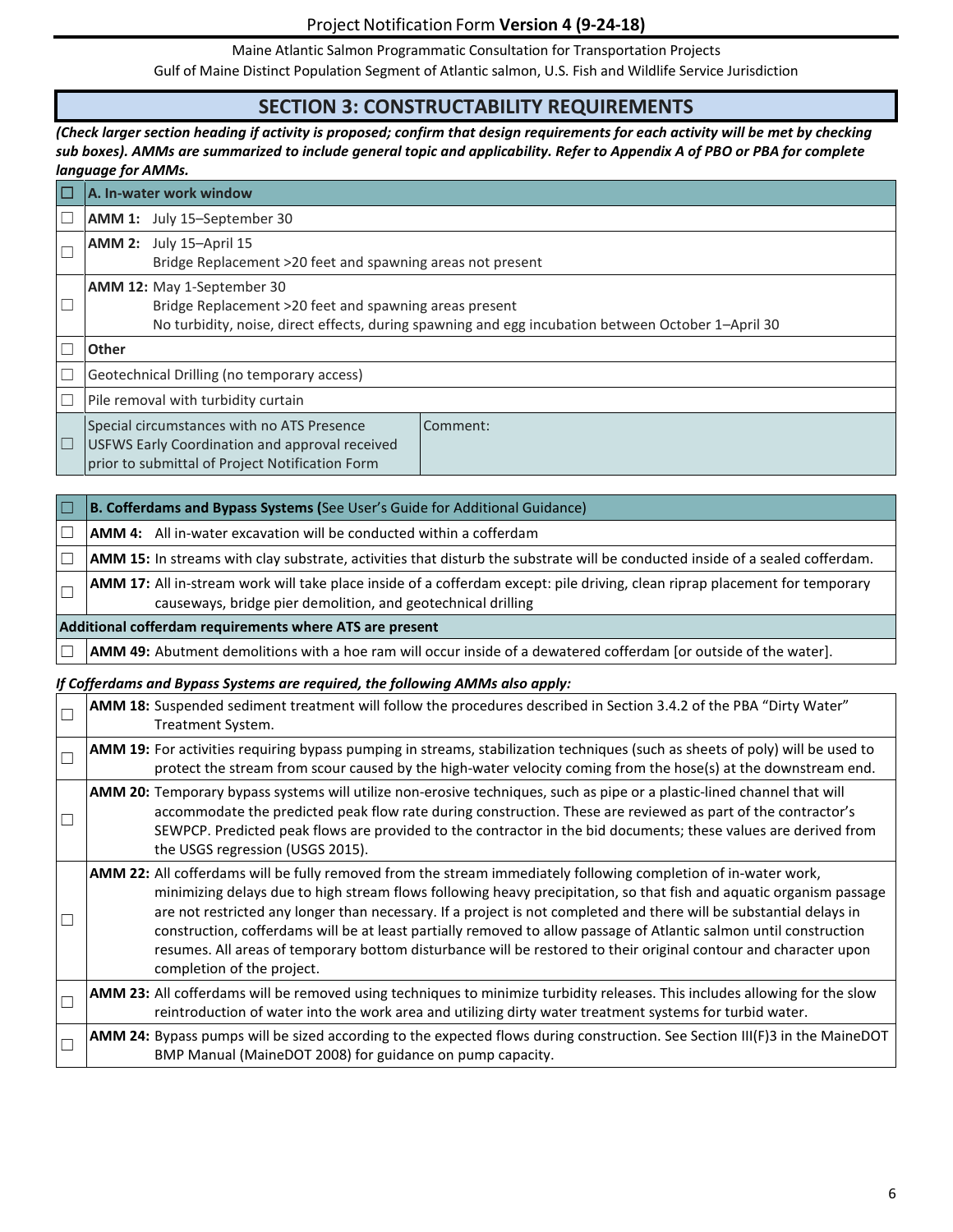## SECTION 3: CONSTRUCTABILITY REQUIREMENTS

***(Check larger section heading if activity is proposed; confirm that design requirements for each activity will be met by checking sub boxes). AMMs are summarized to include general topic and applicability. Refer to Appendix A of PBO or PBA for complete language for AMMs.***

| ☐ | **A. In-water work window** | |
|---|---|---|
| ☐ | **AMM 1:** July 15–September 30 | |
| ☐ | **AMM 2:** July 15–April 15<br>Bridge Replacement >20 feet and spawning areas not present | |
| ☐ | **AMM 12:** May 1-September 30<br>Bridge Replacement >20 feet and spawning areas present<br>No turbidity, noise, direct effects, during spawning and egg incubation between October 1–April 30 | |
| ☐ | **Other** | |
| ☐ | Geotechnical Drilling (no temporary access) | |
| ☐ | Pile removal with turbidity curtain | |
| ☐ | Special circumstances with no ATS Presence USFWS Early Coordination and approval received prior to submittal of Project Notification Form | Comment: |

| ☐ | **B. Cofferdams and Bypass Systems (**See User's Guide for Additional Guidance) |
|---|---|
| ☐ | **AMM 4:** All in-water excavation will be conducted within a cofferdam |
| ☐ | **AMM 15:** In streams with clay substrate, activities that disturb the substrate will be conducted inside of a sealed cofferdam. |
| ☐ | **AMM 17:** All in-stream work will take place inside of a cofferdam except: pile driving, clean riprap placement for temporary causeways, bridge pier demolition, and geotechnical drilling |
| | **Additional cofferdam requirements where ATS are present** |
| ☐ | **AMM 49:** Abutment demolitions with a hoe ram will occur inside of a dewatered cofferdam [or outside of the water]. |

***If Cofferdams and Bypass Systems are required, the following AMMs also apply:***

| ☐ | **AMM 18:** Suspended sediment treatment will follow the procedures described in Section 3.4.2 of the PBA "Dirty Water" Treatment System. |
|---|---|
| ☐ | **AMM 19:** For activities requiring bypass pumping in streams, stabilization techniques (such as sheets of poly) will be used to protect the stream from scour caused by the high-water velocity coming from the hose(s) at the downstream end. |
| ☐ | **AMM 20:** Temporary bypass systems will utilize non-erosive techniques, such as pipe or a plastic-lined channel that will accommodate the predicted peak flow rate during construction. These are reviewed as part of the contractor's SEWPCP. Predicted peak flows are provided to the contractor in the bid documents; these values are derived from the USGS regression (USGS 2015). |
| ☐ | **AMM 22:** All cofferdams will be fully removed from the stream immediately following completion of in-water work, minimizing delays due to high stream flows following heavy precipitation, so that fish and aquatic organism passage are not restricted any longer than necessary. If a project is not completed and there will be substantial delays in construction, cofferdams will be at least partially removed to allow passage of Atlantic salmon until construction resumes. All areas of temporary bottom disturbance will be restored to their original contour and character upon completion of the project. |
| ☐ | **AMM 23:** All cofferdams will be removed using techniques to minimize turbidity releases. This includes allowing for the slow reintroduction of water into the work area and utilizing dirty water treatment systems for turbid water. |
| ☐ | **AMM 24:** Bypass pumps will be sized according to the expected flows during construction. See Section III(F)3 in the MaineDOT BMP Manual (MaineDOT 2008) for guidance on pump capacity. |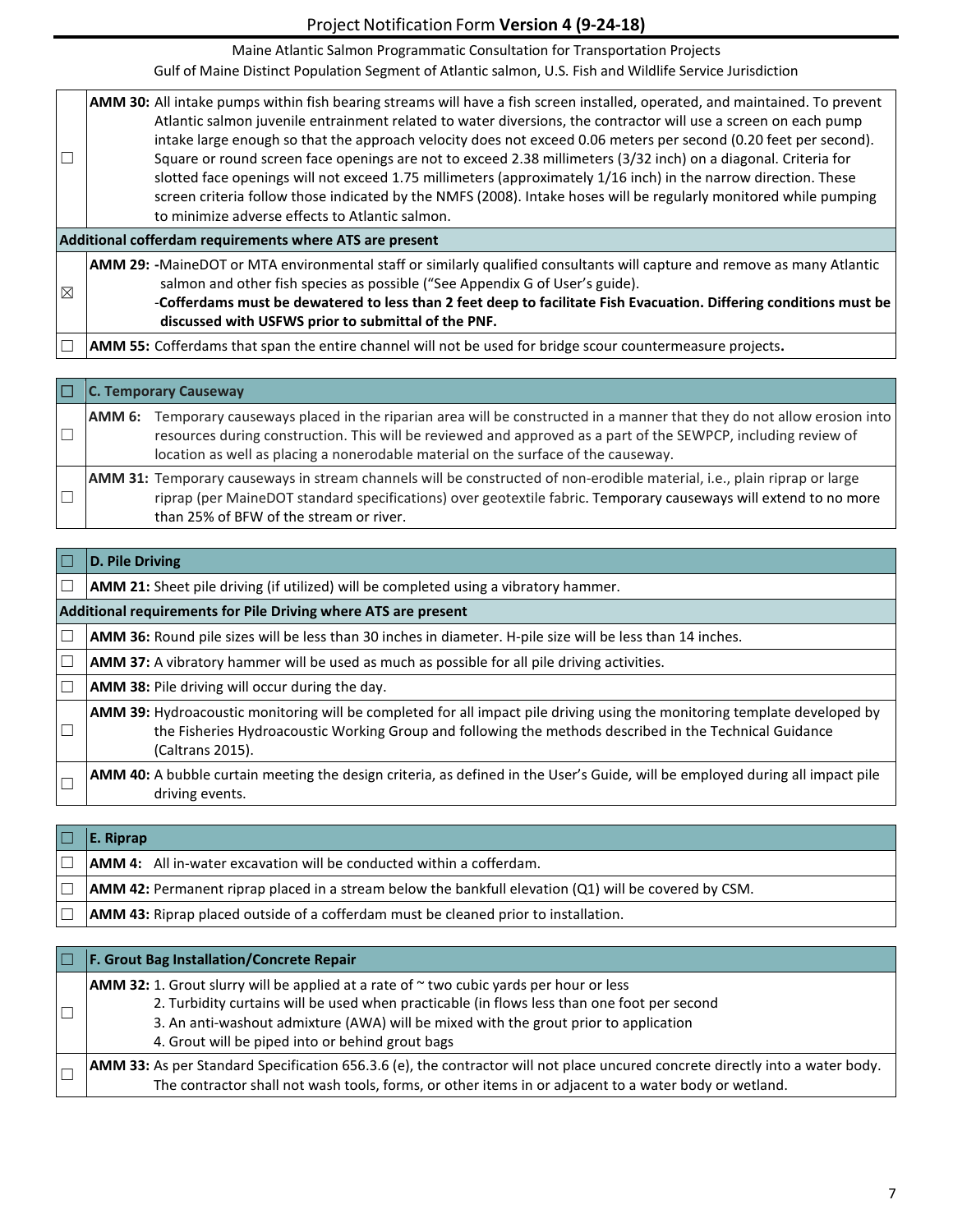| | |
|---|---|
| ☐ | **AMM 30:** All intake pumps within fish bearing streams will have a fish screen installed, operated, and maintained. To prevent Atlantic salmon juvenile entrainment related to water diversions, the contractor will use a screen on each pump intake large enough so that the approach velocity does not exceed 0.06 meters per second (0.20 feet per second). Square or round screen face openings are not to exceed 2.38 millimeters (3/32 inch) on a diagonal. Criteria for slotted face openings will not exceed 1.75 millimeters (approximately 1/16 inch) in the narrow direction. These screen criteria follow those indicated by the NMFS (2008). Intake hoses will be regularly monitored while pumping to minimize adverse effects to Atlantic salmon. |
| **Additional cofferdam requirements where ATS are present** | |
| ☒ | **AMM 29:** -MaineDOT or MTA environmental staff or similarly qualified consultants will capture and remove as many Atlantic salmon and other fish species as possible ("See Appendix G of User's guide). -**Cofferdams must be dewatered to less than 2 feet deep to facilitate Fish Evacuation. Differing conditions must be discussed with USFWS prior to submittal of the PNF.** |
| ☐ | **AMM 55:** Cofferdams that span the entire channel will not be used for bridge scour countermeasure projects**.** |

| ☐ | **C. Temporary Causeway** |
|---|---|
| ☐ | **AMM 6:** Temporary causeways placed in the riparian area will be constructed in a manner that they do not allow erosion into resources during construction. This will be reviewed and approved as a part of the SEWPCP, including review of location as well as placing a nonerodable material on the surface of the causeway. |
| ☐ | **AMM 31:** Temporary causeways in stream channels will be constructed of non-erodible material, i.e., plain riprap or large riprap (per MaineDOT standard specifications) over geotextile fabric. Temporary causeways will extend to no more than 25% of BFW of the stream or river. |

| ☐ | **D. Pile Driving** |
|---|---|
| ☐ | **AMM 21:** Sheet pile driving (if utilized) will be completed using a vibratory hammer. |
| **Additional requirements for Pile Driving where ATS are present** | |
| ☐ | **AMM 36:** Round pile sizes will be less than 30 inches in diameter. H-pile size will be less than 14 inches. |
| ☐ | **AMM 37:** A vibratory hammer will be used as much as possible for all pile driving activities. |
| ☐ | **AMM 38:** Pile driving will occur during the day. |
| ☐ | **AMM 39:** Hydroacoustic monitoring will be completed for all impact pile driving using the monitoring template developed by the Fisheries Hydroacoustic Working Group and following the methods described in the Technical Guidance (Caltrans 2015). |
| ☐ | **AMM 40:** A bubble curtain meeting the design criteria, as defined in the User's Guide, will be employed during all impact pile driving events. |

| ☐ | **E. Riprap** |
|---|---|
| ☐ | **AMM 4:** All in-water excavation will be conducted within a cofferdam. |
| ☐ | **AMM 42:** Permanent riprap placed in a stream below the bankfull elevation (Q1) will be covered by CSM. |
| ☐ | **AMM 43:** Riprap placed outside of a cofferdam must be cleaned prior to installation. |

| ☐ | **F. Grout Bag Installation/Concrete Repair** |
|---|---|
| ☐ | **AMM 32:** 1. Grout slurry will be applied at a rate of ~ two cubic yards per hour or less<br>2. Turbidity curtains will be used when practicable (in flows less than one foot per second<br>3. An anti-washout admixture (AWA) will be mixed with the grout prior to application<br>4. Grout will be piped into or behind grout bags |
| ☐ | **AMM 33:** As per Standard Specification 656.3.6 (e), the contractor will not place uncured concrete directly into a water body. The contractor shall not wash tools, forms, or other items in or adjacent to a water body or wetland. |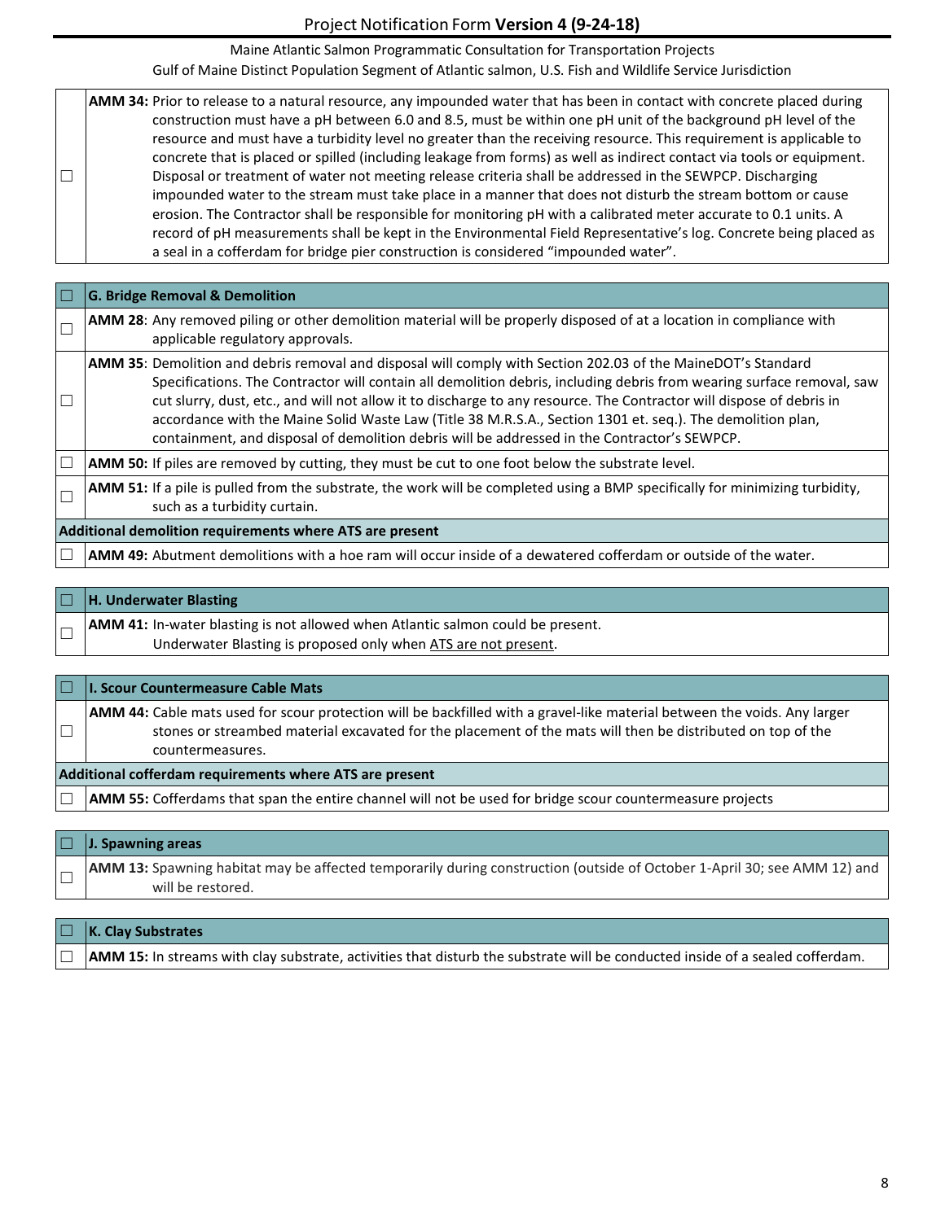| ☐ | **AMM 34:** Prior to release to a natural resource, any impounded water that has been in contact with concrete placed during construction must have a pH between 6.0 and 8.5, must be within one pH unit of the background pH level of the resource and must have a turbidity level no greater than the receiving resource. This requirement is applicable to concrete that is placed or spilled (including leakage from forms) as well as indirect contact via tools or equipment. Disposal or treatment of water not meeting release criteria shall be addressed in the SEWPCP. Discharging impounded water to the stream must take place in a manner that does not disturb the stream bottom or cause erosion. The Contractor shall be responsible for monitoring pH with a calibrated meter accurate to 0.1 units. A record of pH measurements shall be kept in the Environmental Field Representative's log. Concrete being placed as a seal in a cofferdam for bridge pier construction is considered "impounded water". |
|---|---|

| ☐ | **G. Bridge Removal & Demolition** |
|---|---|
| ☐ | **AMM 28**: Any removed piling or other demolition material will be properly disposed of at a location in compliance with applicable regulatory approvals. |
| ☐ | **AMM 35**: Demolition and debris removal and disposal will comply with Section 202.03 of the MaineDOT's Standard Specifications. The Contractor will contain all demolition debris, including debris from wearing surface removal, saw cut slurry, dust, etc., and will not allow it to discharge to any resource. The Contractor will dispose of debris in accordance with the Maine Solid Waste Law (Title 38 M.R.S.A., Section 1301 et. seq.). The demolition plan, containment, and disposal of demolition debris will be addressed in the Contractor's SEWPCP. |
| ☐ | **AMM 50:** If piles are removed by cutting, they must be cut to one foot below the substrate level. |
| ☐ | **AMM 51:** If a pile is pulled from the substrate, the work will be completed using a BMP specifically for minimizing turbidity, such as a turbidity curtain. |
| **Additional demolition requirements where ATS are present** | |
| ☐ | **AMM 49:** Abutment demolitions with a hoe ram will occur inside of a dewatered cofferdam or outside of the water. |

| ☐ | **H. Underwater Blasting** |
|---|---|
| ☐ | **AMM 41:** In-water blasting is not allowed when Atlantic salmon could be present. Underwater Blasting is proposed only when <u>ATS are not present</u>. |

| ☐ | **I. Scour Countermeasure Cable Mats** |
|---|---|
| ☐ | **AMM 44:** Cable mats used for scour protection will be backfilled with a gravel-like material between the voids. Any larger stones or streambed material excavated for the placement of the mats will then be distributed on top of the countermeasures. |
| **Additional cofferdam requirements where ATS are present** | |
| ☐ | **AMM 55:** Cofferdams that span the entire channel will not be used for bridge scour countermeasure projects |

| ☐ | **J. Spawning areas** |
|---|---|
| ☐ | **AMM 13:** Spawning habitat may be affected temporarily during construction (outside of October 1-April 30; see AMM 12) and will be restored. |

| ☐ | **K. Clay Substrates** |
|---|---|
| ☐ | **AMM 15:** In streams with clay substrate, activities that disturb the substrate will be conducted inside of a sealed cofferdam. |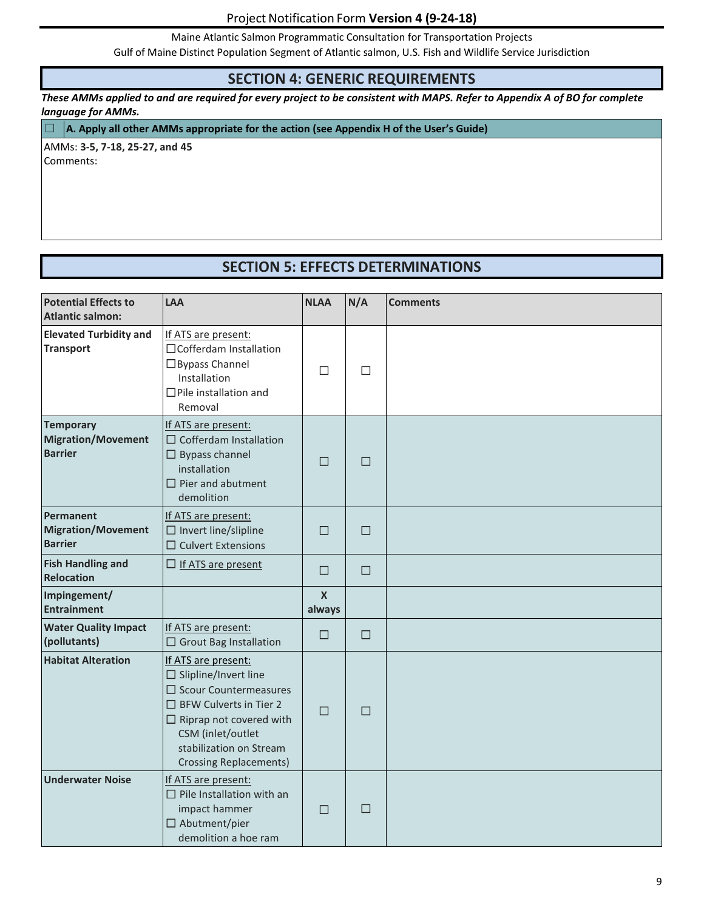Project Notification Form **Version 4 (9-24-18)**

Maine Atlantic Salmon Programmatic Consultation for Transportation Projects

Gulf of Maine Distinct Population Segment of Atlantic salmon, U.S. Fish and Wildlife Service Jurisdiction

## SECTION 4: GENERIC REQUIREMENTS

***These AMMs applied to and are required for every project to be consistent with MAPS. Refer to Appendix A of BO for complete language for AMMs.***

☐ **A. Apply all other AMMs appropriate for the action (see Appendix H of the User's Guide)**

AMMs: **3-5, 7-18, 25-27, and 45**

Comments:

## SECTION 5: EFFECTS DETERMINATIONS

| Potential Effects to Atlantic salmon: | LAA | NLAA | N/A | Comments |
|---|---|---|---|---|
| **Elevated Turbidity and Transport** | If ATS are present:<br>☐Cofferdam Installation<br>☐Bypass Channel Installation<br>☐Pile installation and Removal | ☐ | ☐ | |
| **Temporary Migration/Movement Barrier** | If ATS are present:<br>☐ Cofferdam Installation<br>☐ Bypass channel installation<br>☐ Pier and abutment demolition | ☐ | ☐ | |
| **Permanent Migration/Movement Barrier** | If ATS are present:<br>☐ Invert line/slipline<br>☐ Culvert Extensions | ☐ | ☐ | |
| **Fish Handling and Relocation** | ☐ If ATS are present | ☐ | ☐ | |
| **Impingement/ Entrainment** | | **X** always | | |
| **Water Quality Impact (pollutants)** | If ATS are present:<br>☐ Grout Bag Installation | ☐ | ☐ | |
| **Habitat Alteration** | If ATS are present:<br>☐ Slipline/Invert line<br>☐ Scour Countermeasures<br>☐ BFW Culverts in Tier 2<br>☐ Riprap not covered with CSM (inlet/outlet stabilization on Stream Crossing Replacements) | ☐ | ☐ | |
| **Underwater Noise** | If ATS are present:<br>☐ Pile Installation with an impact hammer<br>☐ Abutment/pier demolition a hoe ram | ☐ | ☐ | |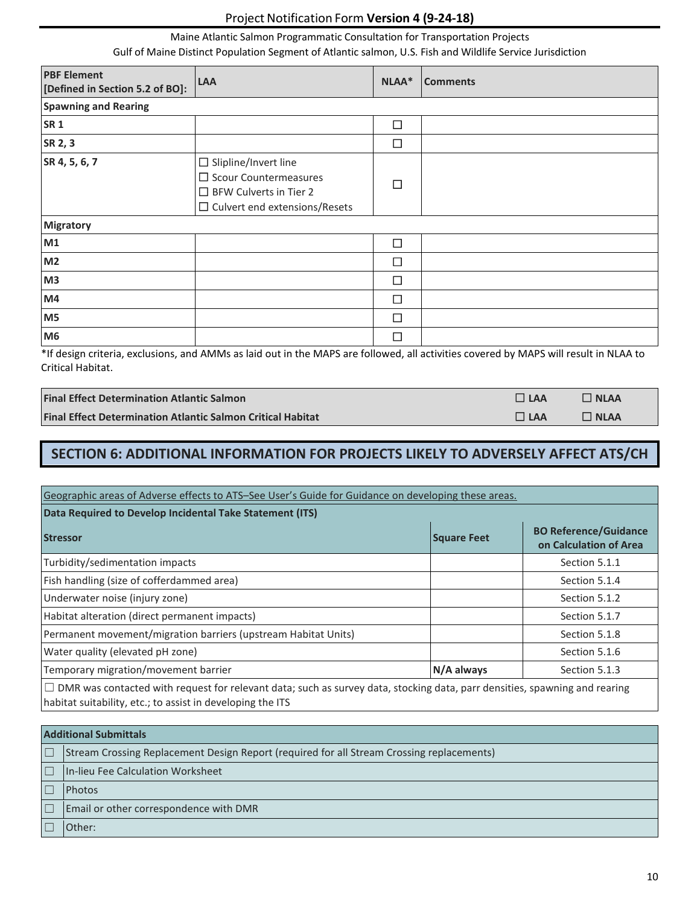| PBF Element [Defined in Section 5.2 of BO]: | LAA | NLAA* | Comments |
|---|---|---|---|
| **Spanning and Rearing** | | | |
| **SR 1** | | ☐ | |
| **SR 2, 3** | | ☐ | |
| **SR 4, 5, 6, 7** | ☐ Slipline/Invert line<br>☐ Scour Countermeasures<br>☐ BFW Culverts in Tier 2<br>☐ Culvert end extensions/Resets | ☐ | |
| **Migratory** | | | |
| **M1** | | ☐ | |
| **M2** | | ☐ | |
| **M3** | | ☐ | |
| **M4** | | ☐ | |
| **M5** | | ☐ | |
| **M6** | | ☐ | |

*If design criteria, exclusions, and AMMs as laid out in the MAPS are followed, all activities covered by MAPS will result in NLAA to Critical Habitat.

| | | |
|---|---|---|
| **Final Effect Determination Atlantic Salmon** | ☐ **LAA** | ☐ **NLAA** |
| **Final Effect Determination Atlantic Salmon Critical Habitat** | ☐ **LAA** | ☐ **NLAA** |

## SECTION 6: ADDITIONAL INFORMATION FOR PROJECTS LIKELY TO ADVERSELY AFFECT ATS/CH

Geographic areas of Adverse effects to ATS–See User's Guide for Guidance on developing these areas.

**Data Required to Develop Incidental Take Statement (ITS)**

| Stressor | Square Feet | BO Reference/Guidance on Calculation of Area |
|---|---|---|
| Turbidity/sedimentation impacts | | Section 5.1.1 |
| Fish handling (size of cofferdammed area) | | Section 5.1.4 |
| Underwater noise (injury zone) | | Section 5.1.2 |
| Habitat alteration (direct permanent impacts) | | Section 5.1.7 |
| Permanent movement/migration barriers (upstream Habitat Units) | | Section 5.1.8 |
| Water quality (elevated pH zone) | | Section 5.1.6 |
| Temporary migration/movement barrier | N/A always | Section 5.1.3 |

☐ DMR was contacted with request for relevant data; such as survey data, stocking data, parr densities, spawning and rearing habitat suitability, etc.; to assist in developing the ITS

| **Additional Submittals** | |
|---|---|
| ☐ | Stream Crossing Replacement Design Report (required for all Stream Crossing replacements) |
| ☐ | In-lieu Fee Calculation Worksheet |
| ☐ | Photos |
| ☐ | Email or other correspondence with DMR |
| ☐ | Other: |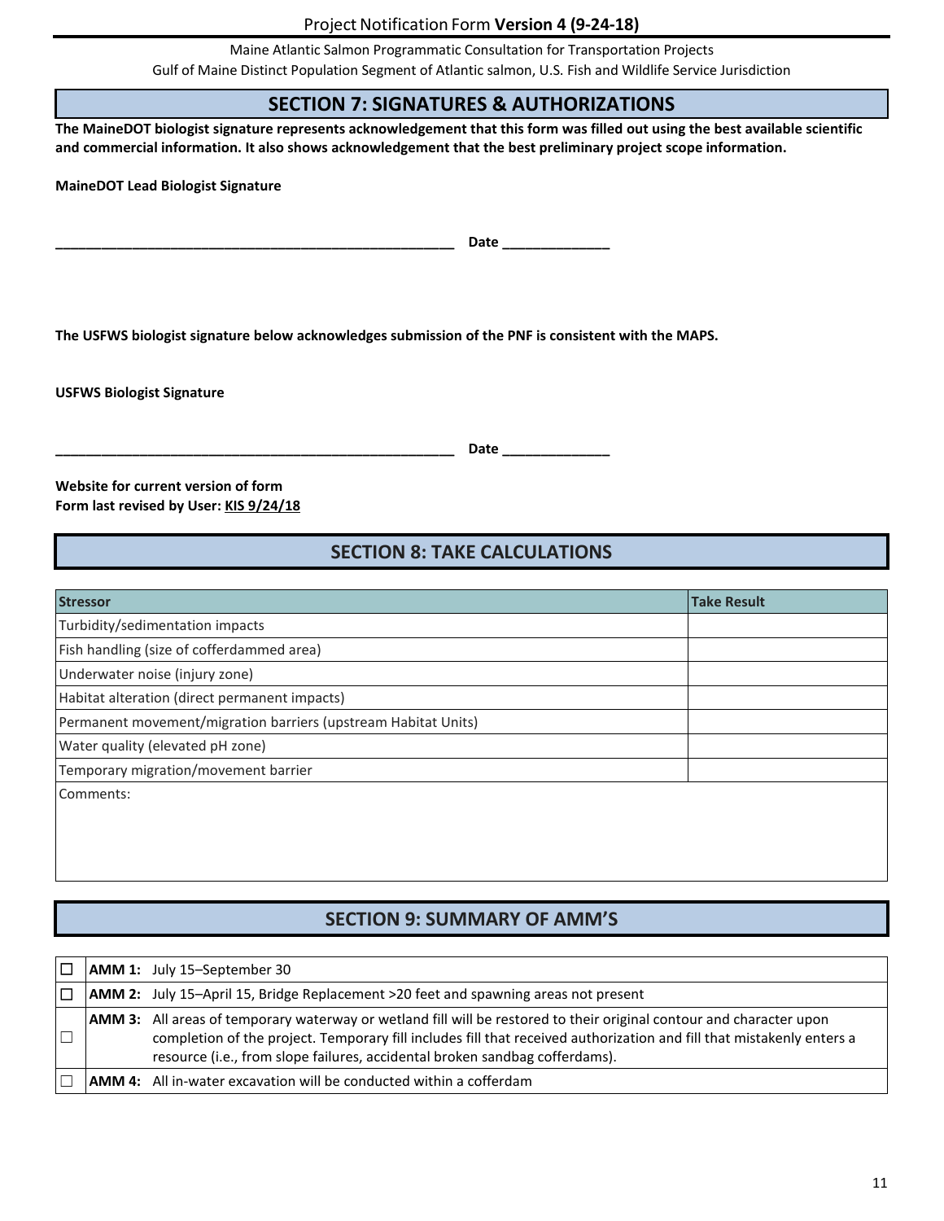## SECTION 7: SIGNATURES & AUTHORIZATIONS

**The MaineDOT biologist signature represents acknowledgement that this form was filled out using the best available scientific and commercial information. It also shows acknowledgement that the best preliminary project scope information.**

**MaineDOT Lead Biologist Signature**

**\_\_\_\_\_\_\_\_\_\_\_\_\_\_\_\_\_\_\_\_\_\_\_\_\_\_\_\_\_\_\_\_\_\_\_\_\_\_\_\_\_\_\_\_\_\_\_\_ Date \_\_\_\_\_\_\_\_\_\_\_\_\_\_**

**The USFWS biologist signature below acknowledges submission of the PNF is consistent with the MAPS.**

**USFWS Biologist Signature**

**\_\_\_\_\_\_\_\_\_\_\_\_\_\_\_\_\_\_\_\_\_\_\_\_\_\_\_\_\_\_\_\_\_\_\_\_\_\_\_\_\_\_\_\_\_\_\_\_ Date \_\_\_\_\_\_\_\_\_\_\_\_\_\_**

**Website for current version of form**
**Form last revised by User: KIS 9/24/18**

## SECTION 8: TAKE CALCULATIONS

| Stressor | Take Result |
|---|---|
| Turbidity/sedimentation impacts | |
| Fish handling (size of cofferdammed area) | |
| Underwater noise (injury zone) | |
| Habitat alteration (direct permanent impacts) | |
| Permanent movement/migration barriers (upstream Habitat Units) | |
| Water quality (elevated pH zone) | |
| Temporary migration/movement barrier | |
| Comments: | |

## SECTION 9: SUMMARY OF AMM'S

| | | |
|---|---|---|
| ☐ | **AMM 1:** | July 15–September 30 |
| ☐ | **AMM 2:** | July 15–April 15, Bridge Replacement >20 feet and spawning areas not present |
| ☐ | **AMM 3:** | All areas of temporary waterway or wetland fill will be restored to their original contour and character upon completion of the project. Temporary fill includes fill that received authorization and fill that mistakenly enters a resource (i.e., from slope failures, accidental broken sandbag cofferdams). |
| ☐ | **AMM 4:** | All in-water excavation will be conducted within a cofferdam |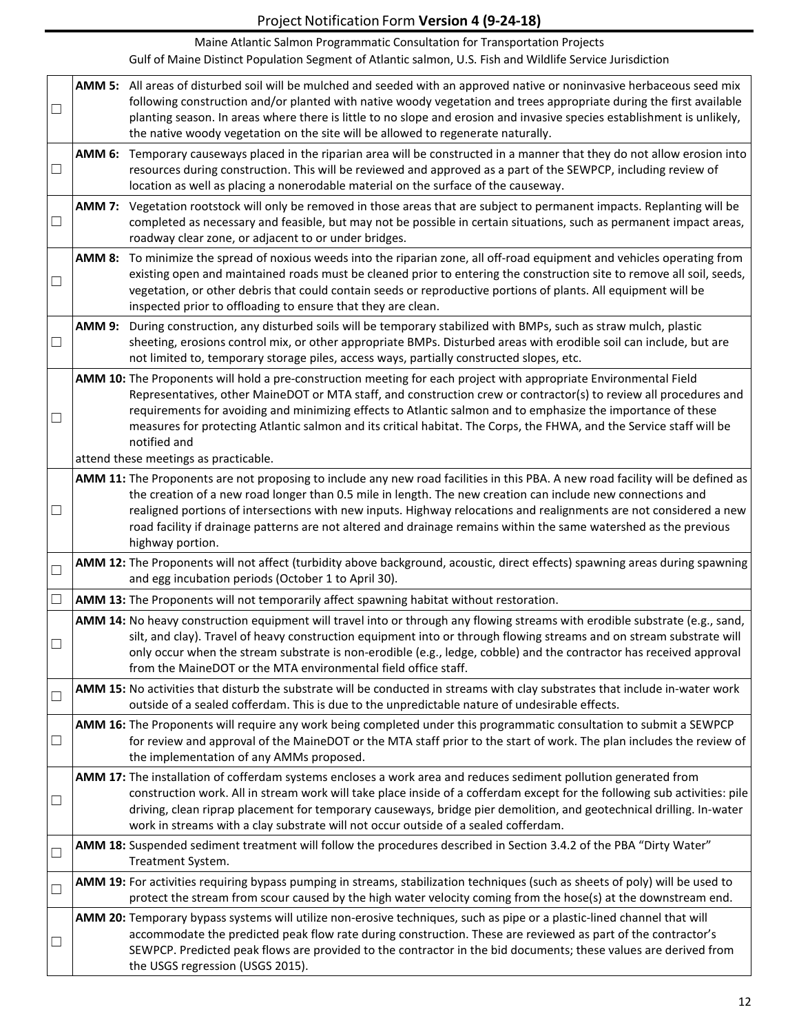| | |
|---|---|
| ☐ | **AMM 5:** All areas of disturbed soil will be mulched and seeded with an approved native or noninvasive herbaceous seed mix following construction and/or planted with native woody vegetation and trees appropriate during the first available planting season. In areas where there is little to no slope and erosion and invasive species establishment is unlikely, the native woody vegetation on the site will be allowed to regenerate naturally. |
| ☐ | **AMM 6:** Temporary causeways placed in the riparian area will be constructed in a manner that they do not allow erosion into resources during construction. This will be reviewed and approved as a part of the SEWPCP, including review of location as well as placing a nonerodable material on the surface of the causeway. |
| ☐ | **AMM 7:** Vegetation rootstock will only be removed in those areas that are subject to permanent impacts. Replanting will be completed as necessary and feasible, but may not be possible in certain situations, such as permanent impact areas, roadway clear zone, or adjacent to or under bridges. |
| ☐ | **AMM 8:** To minimize the spread of noxious weeds into the riparian zone, all off-road equipment and vehicles operating from existing open and maintained roads must be cleaned prior to entering the construction site to remove all soil, seeds, vegetation, or other debris that could contain seeds or reproductive portions of plants. All equipment will be inspected prior to offloading to ensure that they are clean. |
| ☐ | **AMM 9:** During construction, any disturbed soils will be temporary stabilized with BMPs, such as straw mulch, plastic sheeting, erosions control mix, or other appropriate BMPs. Disturbed areas with erodible soil can include, but are not limited to, temporary storage piles, access ways, partially constructed slopes, etc. |
| ☐ | **AMM 10:** The Proponents will hold a pre-construction meeting for each project with appropriate Environmental Field Representatives, other MaineDOT or MTA staff, and construction crew or contractor(s) to review all procedures and requirements for avoiding and minimizing effects to Atlantic salmon and to emphasize the importance of these measures for protecting Atlantic salmon and its critical habitat. The Corps, the FHWA, and the Service staff will be notified and attend these meetings as practicable. |
| ☐ | **AMM 11:** The Proponents are not proposing to include any new road facilities in this PBA. A new road facility will be defined as the creation of a new road longer than 0.5 mile in length. The new creation can include new connections and realigned portions of intersections with new inputs. Highway relocations and realignments are not considered a new road facility if drainage patterns are not altered and drainage remains within the same watershed as the previous highway portion. |
| ☐ | **AMM 12:** The Proponents will not affect (turbidity above background, acoustic, direct effects) spawning areas during spawning and egg incubation periods (October 1 to April 30). |
| ☐ | **AMM 13:** The Proponents will not temporarily affect spawning habitat without restoration. |
| ☐ | **AMM 14:** No heavy construction equipment will travel into or through any flowing streams with erodible substrate (e.g., sand, silt, and clay). Travel of heavy construction equipment into or through flowing streams and on stream substrate will only occur when the stream substrate is non-erodible (e.g., ledge, cobble) and the contractor has received approval from the MaineDOT or the MTA environmental field office staff. |
| ☐ | **AMM 15:** No activities that disturb the substrate will be conducted in streams with clay substrates that include in-water work outside of a sealed cofferdam. This is due to the unpredictable nature of undesirable effects. |
| ☐ | **AMM 16:** The Proponents will require any work being completed under this programmatic consultation to submit a SEWPCP for review and approval of the MaineDOT or the MTA staff prior to the start of work. The plan includes the review of the implementation of any AMMs proposed. |
| ☐ | **AMM 17:** The installation of cofferdam systems encloses a work area and reduces sediment pollution generated from construction work. All in stream work will take place inside of a cofferdam except for the following sub activities: pile driving, clean riprap placement for temporary causeways, bridge pier demolition, and geotechnical drilling. In-water work in streams with a clay substrate will not occur outside of a sealed cofferdam. |
| ☐ | **AMM 18:** Suspended sediment treatment will follow the procedures described in Section 3.4.2 of the PBA "Dirty Water" Treatment System. |
| ☐ | **AMM 19:** For activities requiring bypass pumping in streams, stabilization techniques (such as sheets of poly) will be used to protect the stream from scour caused by the high water velocity coming from the hose(s) at the downstream end. |
| ☐ | **AMM 20:** Temporary bypass systems will utilize non-erosive techniques, such as pipe or a plastic-lined channel that will accommodate the predicted peak flow rate during construction. These are reviewed as part of the contractor's SEWPCP. Predicted peak flows are provided to the contractor in the bid documents; these values are derived from the USGS regression (USGS 2015). |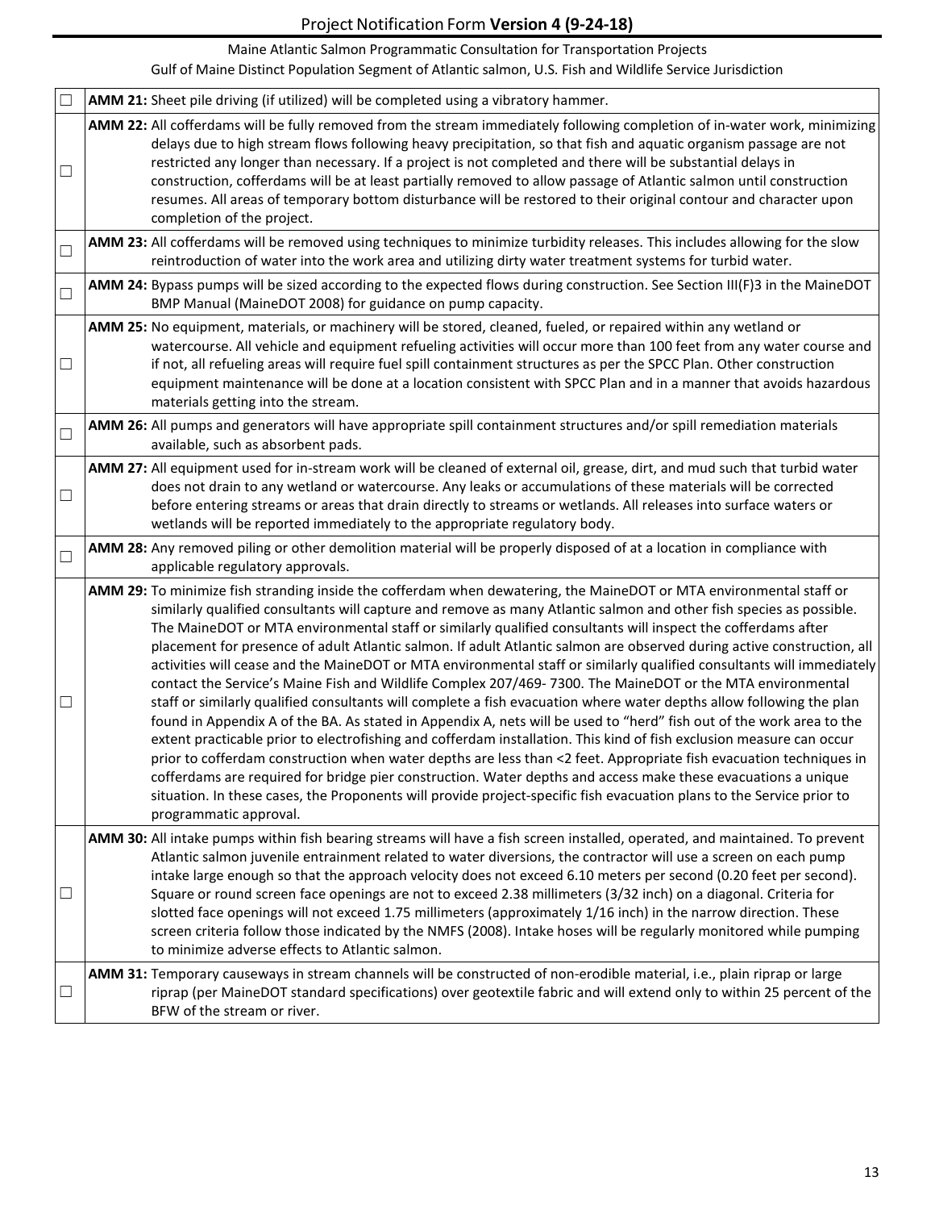| | |
|---|---|
| ☐ | **AMM 21:** Sheet pile driving (if utilized) will be completed using a vibratory hammer. |
| ☐ | **AMM 22:** All cofferdams will be fully removed from the stream immediately following completion of in-water work, minimizing delays due to high stream flows following heavy precipitation, so that fish and aquatic organism passage are not restricted any longer than necessary. If a project is not completed and there will be substantial delays in construction, cofferdams will be at least partially removed to allow passage of Atlantic salmon until construction resumes. All areas of temporary bottom disturbance will be restored to their original contour and character upon completion of the project. |
| ☐ | **AMM 23:** All cofferdams will be removed using techniques to minimize turbidity releases. This includes allowing for the slow reintroduction of water into the work area and utilizing dirty water treatment systems for turbid water. |
| ☐ | **AMM 24:** Bypass pumps will be sized according to the expected flows during construction. See Section III(F)3 in the MaineDOT BMP Manual (MaineDOT 2008) for guidance on pump capacity. |
| ☐ | **AMM 25:** No equipment, materials, or machinery will be stored, cleaned, fueled, or repaired within any wetland or watercourse. All vehicle and equipment refueling activities will occur more than 100 feet from any water course and if not, all refueling areas will require fuel spill containment structures as per the SPCC Plan. Other construction equipment maintenance will be done at a location consistent with SPCC Plan and in a manner that avoids hazardous materials getting into the stream. |
| ☐ | **AMM 26:** All pumps and generators will have appropriate spill containment structures and/or spill remediation materials available, such as absorbent pads. |
| ☐ | **AMM 27:** All equipment used for in-stream work will be cleaned of external oil, grease, dirt, and mud such that turbid water does not drain to any wetland or watercourse. Any leaks or accumulations of these materials will be corrected before entering streams or areas that drain directly to streams or wetlands. All releases into surface waters or wetlands will be reported immediately to the appropriate regulatory body. |
| ☐ | **AMM 28:** Any removed piling or other demolition material will be properly disposed of at a location in compliance with applicable regulatory approvals. |
| ☐ | **AMM 29:** To minimize fish stranding inside the cofferdam when dewatering, the MaineDOT or MTA environmental staff or similarly qualified consultants will capture and remove as many Atlantic salmon and other fish species as possible. The MaineDOT or MTA environmental staff or similarly qualified consultants will inspect the cofferdams after placement for presence of adult Atlantic salmon. If adult Atlantic salmon are observed during active construction, all activities will cease and the MaineDOT or MTA environmental staff or similarly qualified consultants will immediately contact the Service's Maine Fish and Wildlife Complex 207/469- 7300. The MaineDOT or the MTA environmental staff or similarly qualified consultants will complete a fish evacuation where water depths allow following the plan found in Appendix A of the BA. As stated in Appendix A, nets will be used to "herd" fish out of the work area to the extent practicable prior to electrofishing and cofferdam installation. This kind of fish exclusion measure can occur prior to cofferdam construction when water depths are less than <2 feet. Appropriate fish evacuation techniques in cofferdams are required for bridge pier construction. Water depths and access make these evacuations a unique situation. In these cases, the Proponents will provide project-specific fish evacuation plans to the Service prior to programmatic approval. |
| ☐ | **AMM 30:** All intake pumps within fish bearing streams will have a fish screen installed, operated, and maintained. To prevent Atlantic salmon juvenile entrainment related to water diversions, the contractor will use a screen on each pump intake large enough so that the approach velocity does not exceed 6.10 meters per second (0.20 feet per second). Square or round screen face openings are not to exceed 2.38 millimeters (3/32 inch) on a diagonal. Criteria for slotted face openings will not exceed 1.75 millimeters (approximately 1/16 inch) in the narrow direction. These screen criteria follow those indicated by the NMFS (2008). Intake hoses will be regularly monitored while pumping to minimize adverse effects to Atlantic salmon. |
| ☐ | **AMM 31:** Temporary causeways in stream channels will be constructed of non-erodible material, i.e., plain riprap or large riprap (per MaineDOT standard specifications) over geotextile fabric and will extend only to within 25 percent of the BFW of the stream or river. |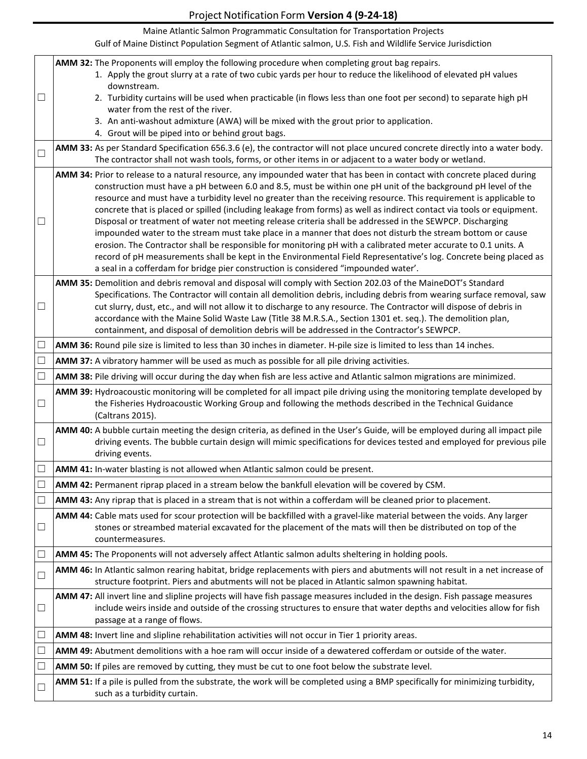| | |
|---|---|
| ☐ | **AMM 32:** The Proponents will employ the following procedure when completing grout bag repairs.<br>1. Apply the grout slurry at a rate of two cubic yards per hour to reduce the likelihood of elevated pH values downstream.<br>2. Turbidity curtains will be used when practicable (in flows less than one foot per second) to separate high pH water from the rest of the river.<br>3. An anti-washout admixture (AWA) will be mixed with the grout prior to application.<br>4. Grout will be piped into or behind grout bags. |
| ☐ | **AMM 33:** As per Standard Specification 656.3.6 (e), the contractor will not place uncured concrete directly into a water body. The contractor shall not wash tools, forms, or other items in or adjacent to a water body or wetland. |
| ☐ | **AMM 34:** Prior to release to a natural resource, any impounded water that has been in contact with concrete placed during construction must have a pH between 6.0 and 8.5, must be within one pH unit of the background pH level of the resource and must have a turbidity level no greater than the receiving resource. This requirement is applicable to concrete that is placed or spilled (including leakage from forms) as well as indirect contact via tools or equipment. Disposal or treatment of water not meeting release criteria shall be addressed in the SEWPCP. Discharging impounded water to the stream must take place in a manner that does not disturb the stream bottom or cause erosion. The Contractor shall be responsible for monitoring pH with a calibrated meter accurate to 0.1 units. A record of pH measurements shall be kept in the Environmental Field Representative's log. Concrete being placed as a seal in a cofferdam for bridge pier construction is considered "impounded water'. |
| ☐ | **AMM 35:** Demolition and debris removal and disposal will comply with Section 202.03 of the MaineDOT's Standard Specifications. The Contractor will contain all demolition debris, including debris from wearing surface removal, saw cut slurry, dust, etc., and will not allow it to discharge to any resource. The Contractor will dispose of debris in accordance with the Maine Solid Waste Law (Title 38 M.R.S.A., Section 1301 et. seq.). The demolition plan, containment, and disposal of demolition debris will be addressed in the Contractor's SEWPCP. |
| ☐ | **AMM 36:** Round pile size is limited to less than 30 inches in diameter. H-pile size is limited to less than 14 inches. |
| ☐ | **AMM 37:** A vibratory hammer will be used as much as possible for all pile driving activities. |
| ☐ | **AMM 38:** Pile driving will occur during the day when fish are less active and Atlantic salmon migrations are minimized. |
| ☐ | **AMM 39:** Hydroacoustic monitoring will be completed for all impact pile driving using the monitoring template developed by the Fisheries Hydroacoustic Working Group and following the methods described in the Technical Guidance (Caltrans 2015). |
| ☐ | **AMM 40:** A bubble curtain meeting the design criteria, as defined in the User's Guide, will be employed during all impact pile driving events. The bubble curtain design will mimic specifications for devices tested and employed for previous pile driving events. |
| ☐ | **AMM 41:** In-water blasting is not allowed when Atlantic salmon could be present. |
| ☐ | **AMM 42:** Permanent riprap placed in a stream below the bankfull elevation will be covered by CSM. |
| ☐ | **AMM 43:** Any riprap that is placed in a stream that is not within a cofferdam will be cleaned prior to placement. |
| ☐ | **AMM 44:** Cable mats used for scour protection will be backfilled with a gravel-like material between the voids. Any larger stones or streambed material excavated for the placement of the mats will then be distributed on top of the countermeasures. |
| ☐ | **AMM 45:** The Proponents will not adversely affect Atlantic salmon adults sheltering in holding pools. |
| ☐ | **AMM 46:** In Atlantic salmon rearing habitat, bridge replacements with piers and abutments will not result in a net increase of structure footprint. Piers and abutments will not be placed in Atlantic salmon spawning habitat. |
| ☐ | **AMM 47:** All invert line and slipline projects will have fish passage measures included in the design. Fish passage measures include weirs inside and outside of the crossing structures to ensure that water depths and velocities allow for fish passage at a range of flows. |
| ☐ | **AMM 48:** Invert line and slipline rehabilitation activities will not occur in Tier 1 priority areas. |
| ☐ | **AMM 49:** Abutment demolitions with a hoe ram will occur inside of a dewatered cofferdam or outside of the water. |
| ☐ | **AMM 50:** If piles are removed by cutting, they must be cut to one foot below the substrate level. |
| ☐ | **AMM 51:** If a pile is pulled from the substrate, the work will be completed using a BMP specifically for minimizing turbidity, such as a turbidity curtain. |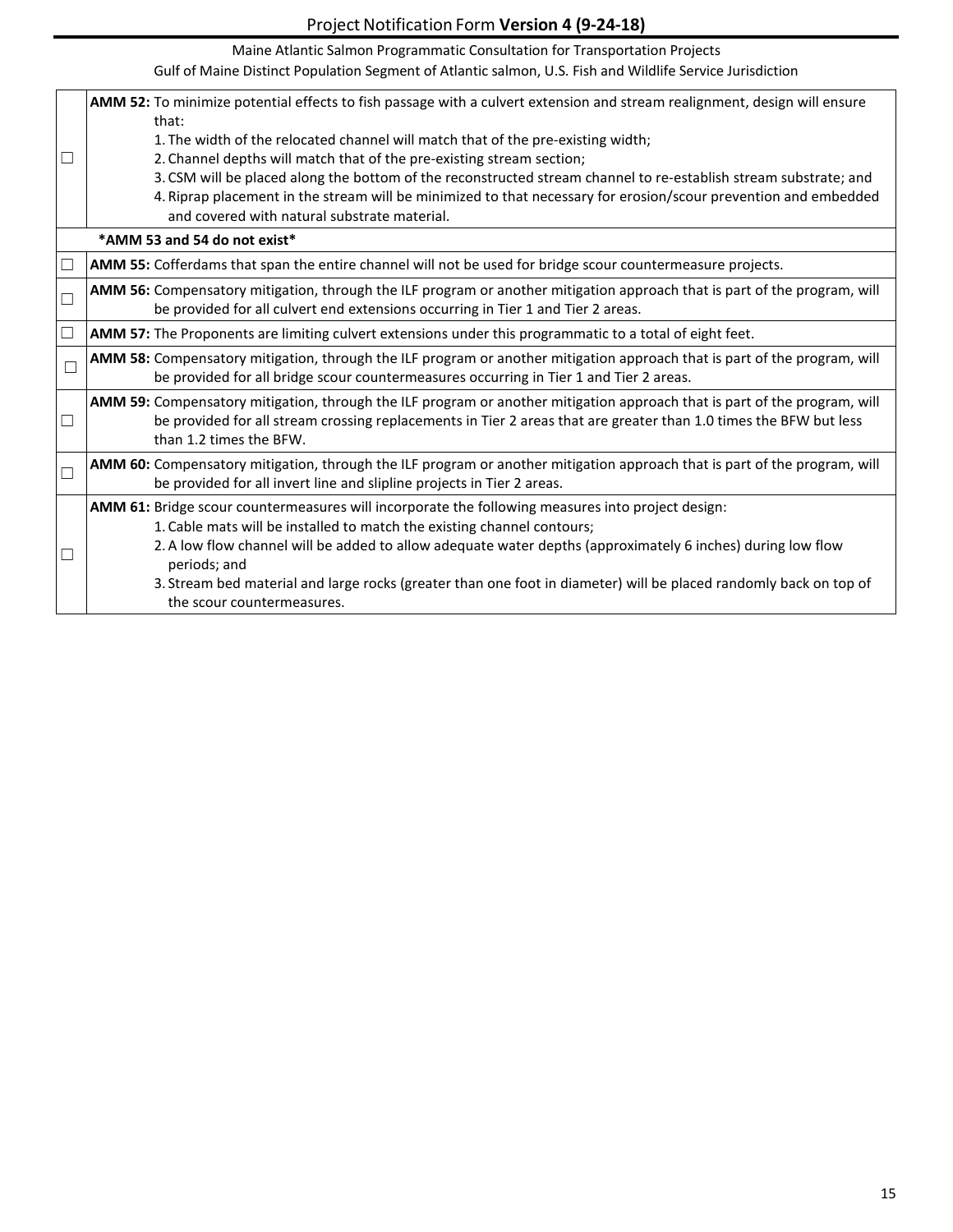| | |
|---|---|
| ☐ | **AMM 52:** To minimize potential effects to fish passage with a culvert extension and stream realignment, design will ensure that:<br>1. The width of the relocated channel will match that of the pre-existing width;<br>2. Channel depths will match that of the pre-existing stream section;<br>3. CSM will be placed along the bottom of the reconstructed stream channel to re-establish stream substrate; and<br>4. Riprap placement in the stream will be minimized to that necessary for erosion/scour prevention and embedded and covered with natural substrate material. |
| | **\*AMM 53 and 54 do not exist\*** |
| ☐ | **AMM 55:** Cofferdams that span the entire channel will not be used for bridge scour countermeasure projects. |
| ☐ | **AMM 56:** Compensatory mitigation, through the ILF program or another mitigation approach that is part of the program, will be provided for all culvert end extensions occurring in Tier 1 and Tier 2 areas. |
| ☐ | **AMM 57:** The Proponents are limiting culvert extensions under this programmatic to a total of eight feet. |
| ☐ | **AMM 58:** Compensatory mitigation, through the ILF program or another mitigation approach that is part of the program, will be provided for all bridge scour countermeasures occurring in Tier 1 and Tier 2 areas. |
| ☐ | **AMM 59:** Compensatory mitigation, through the ILF program or another mitigation approach that is part of the program, will be provided for all stream crossing replacements in Tier 2 areas that are greater than 1.0 times the BFW but less than 1.2 times the BFW. |
| ☐ | **AMM 60:** Compensatory mitigation, through the ILF program or another mitigation approach that is part of the program, will be provided for all invert line and slipline projects in Tier 2 areas. |
| ☐ | **AMM 61:** Bridge scour countermeasures will incorporate the following measures into project design:<br>1. Cable mats will be installed to match the existing channel contours;<br>2. A low flow channel will be added to allow adequate water depths (approximately 6 inches) during low flow periods; and<br>3. Stream bed material and large rocks (greater than one foot in diameter) will be placed randomly back on top of the scour countermeasures. |